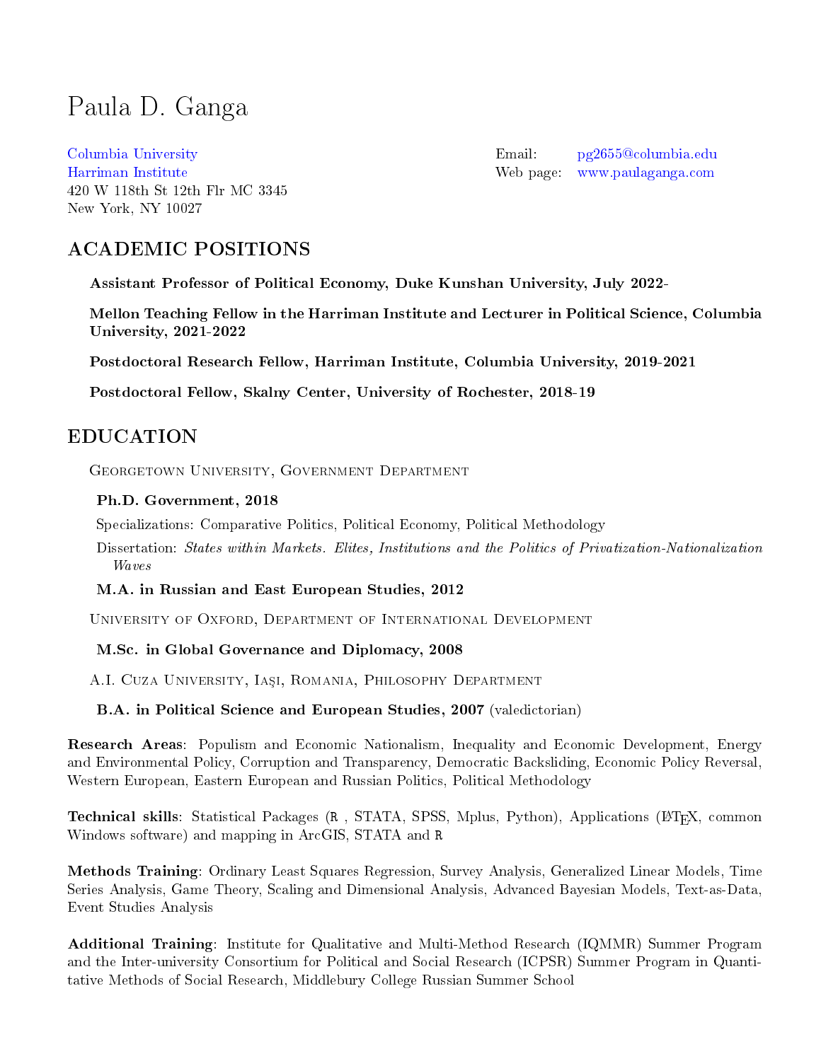# Paula D. Ganga

Columbia University
Harriman Institute
420 W 118th St 12th Flr MC 3345
New York, NY 10027

Email: pg2655@columbia.edu
Web page: www.paulaganga.com

## ACADEMIC POSITIONS

**Assistant Professor of Political Economy, Duke Kunshan University, July 2022-**

**Mellon Teaching Fellow in the Harriman Institute and Lecturer in Political Science, Columbia University, 2021-2022**

**Postdoctoral Research Fellow, Harriman Institute, Columbia University, 2019-2021**

**Postdoctoral Fellow, Skalny Center, University of Rochester, 2018-19**

## EDUCATION

Georgetown University, Government Department

**Ph.D. Government, 2018**

Specializations: Comparative Politics, Political Economy, Political Methodology

Dissertation: *States within Markets. Elites, Institutions and the Politics of Privatization-Nationalization Waves*

**M.A. in Russian and East European Studies, 2012**

University of Oxford, Department of International Development

**M.Sc. in Global Governance and Diplomacy, 2008**

A.I. Cuza University, Iaşi, Romania, Philosophy Department

**B.A. in Political Science and European Studies, 2007** (valedictorian)

**Research Areas**: Populism and Economic Nationalism, Inequality and Economic Development, Energy and Environmental Policy, Corruption and Transparency, Democratic Backsliding, Economic Policy Reversal, Western European, Eastern European and Russian Politics, Political Methodology

**Technical skills**: Statistical Packages (R , STATA, SPSS, Mplus, Python), Applications (LaTeX, common Windows software) and mapping in ArcGIS, STATA and R

**Methods Training**: Ordinary Least Squares Regression, Survey Analysis, Generalized Linear Models, Time Series Analysis, Game Theory, Scaling and Dimensional Analysis, Advanced Bayesian Models, Text-as-Data, Event Studies Analysis

**Additional Training**: Institute for Qualitative and Multi-Method Research (IQMMR) Summer Program and the Inter-university Consortium for Political and Social Research (ICPSR) Summer Program in Quantitative Methods of Social Research, Middlebury College Russian Summer School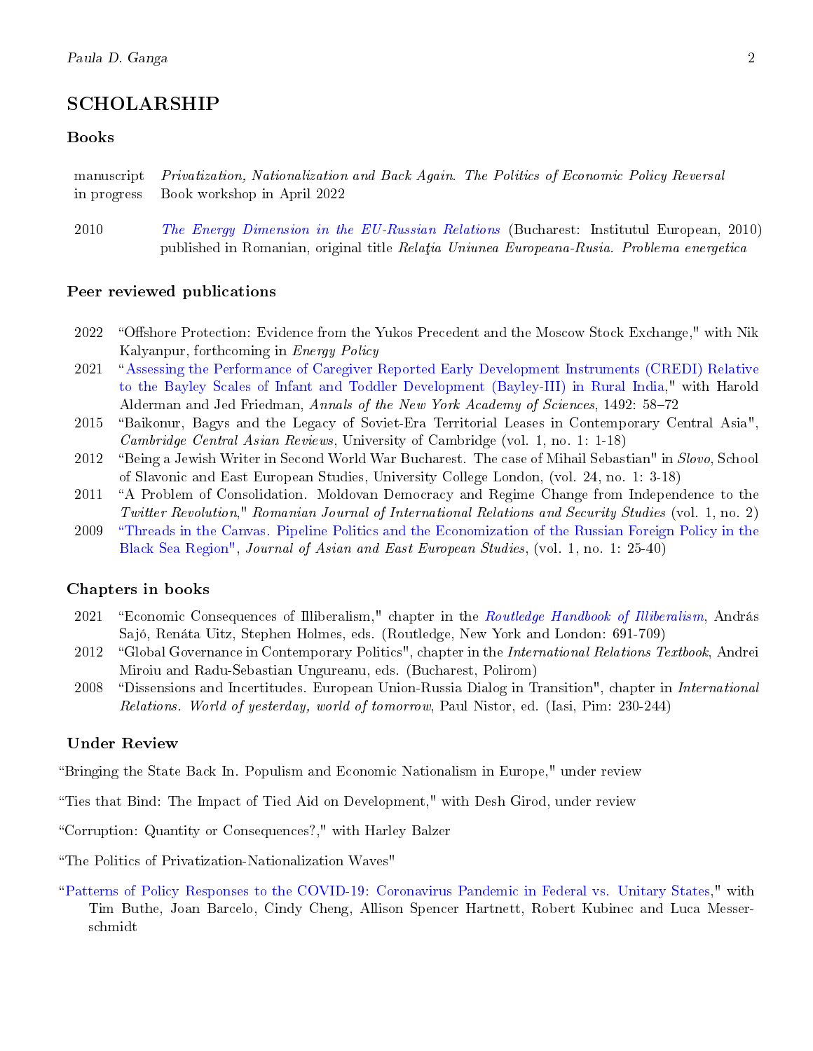## SCHOLARSHIP

### Books

manuscript in progress — *Privatization, Nationalization and Back Again. The Politics of Economic Policy Reversal*
Book workshop in April 2022

2010 — *The Energy Dimension in the EU-Russian Relations* (Bucharest: Institutul European, 2010) published in Romanian, original title *Relaţia Uniunea Europeana-Rusia. Problema energetica*

### Peer reviewed publications

- 2022 "Offshore Protection: Evidence from the Yukos Precedent and the Moscow Stock Exchange," with Nik Kalyanpur, forthcoming in *Energy Policy*
- 2021 "Assessing the Performance of Caregiver Reported Early Development Instruments (CREDI) Relative to the Bayley Scales of Infant and Toddler Development (Bayley-III) in Rural India," with Harold Alderman and Jed Friedman, *Annals of the New York Academy of Sciences*, 1492: 58–72
- 2015 "Baikonur, Bagys and the Legacy of Soviet-Era Territorial Leases in Contemporary Central Asia", *Cambridge Central Asian Reviews*, University of Cambridge (vol. 1, no. 1: 1-18)
- 2012 "Being a Jewish Writer in Second World War Bucharest. The case of Mihail Sebastian" in *Slovo*, School of Slavonic and East European Studies, University College London, (vol. 24, no. 1: 3-18)
- 2011 "A Problem of Consolidation. Moldovan Democracy and Regime Change from Independence to the *Twitter Revolution*," *Romanian Journal of International Relations and Security Studies* (vol. 1, no. 2)
- 2009 "Threads in the Canvas. Pipeline Politics and the Economization of the Russian Foreign Policy in the Black Sea Region", *Journal of Asian and East European Studies*, (vol. 1, no. 1: 25-40)

### Chapters in books

- 2021 "Economic Consequences of Illiberalism," chapter in the *Routledge Handbook of Illiberalism*, András Sajó, Renáta Uitz, Stephen Holmes, eds. (Routledge, New York and London: 691-709)
- 2012 "Global Governance in Contemporary Politics", chapter in the *International Relations Textbook*, Andrei Miroiu and Radu-Sebastian Ungureanu, eds. (Bucharest, Polirom)
- 2008 "Dissensions and Incertitudes. European Union-Russia Dialog in Transition", chapter in *International Relations. World of yesterday, world of tomorrow*, Paul Nistor, ed. (Iasi, Pim: 230-244)

### Under Review

"Bringing the State Back In. Populism and Economic Nationalism in Europe," under review

"Ties that Bind: The Impact of Tied Aid on Development," with Desh Girod, under review

"Corruption: Quantity or Consequences?," with Harley Balzer

"The Politics of Privatization-Nationalization Waves"

"Patterns of Policy Responses to the COVID-19: Coronavirus Pandemic in Federal vs. Unitary States," with Tim Buthe, Joan Barcelo, Cindy Cheng, Allison Spencer Hartnett, Robert Kubinec and Luca Messerschmidt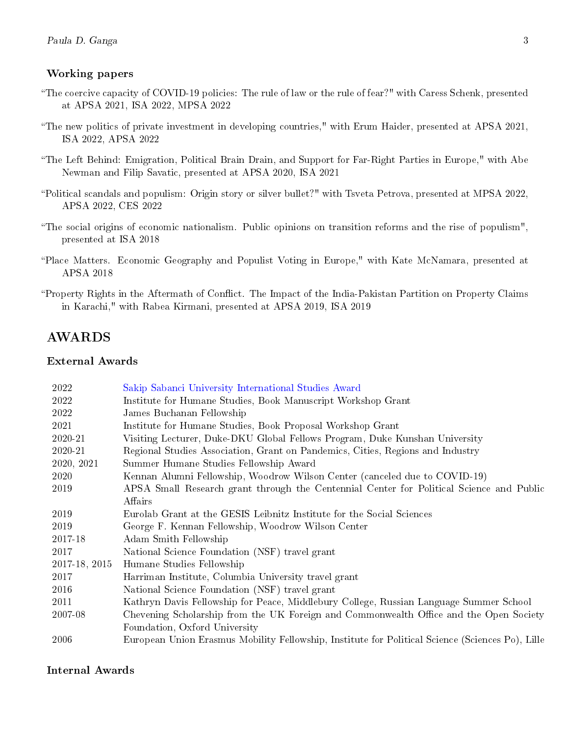### Working papers

"The coercive capacity of COVID-19 policies: The rule of law or the rule of fear?" with Caress Schenk, presented at APSA 2021, ISA 2022, MPSA 2022

"The new politics of private investment in developing countries," with Erum Haider, presented at APSA 2021, ISA 2022, APSA 2022

"The Left Behind: Emigration, Political Brain Drain, and Support for Far-Right Parties in Europe," with Abe Newman and Filip Savatic, presented at APSA 2020, ISA 2021

"Political scandals and populism: Origin story or silver bullet?" with Tsveta Petrova, presented at MPSA 2022, APSA 2022, CES 2022

"The social origins of economic nationalism. Public opinions on transition reforms and the rise of populism", presented at ISA 2018

"Place Matters. Economic Geography and Populist Voting in Europe," with Kate McNamara, presented at APSA 2018

"Property Rights in the Aftermath of Conflict. The Impact of the India-Pakistan Partition on Property Claims in Karachi," with Rabea Kirmani, presented at APSA 2019, ISA 2019

## AWARDS

### External Awards

| | |
|---|---|
| 2022 | Sakip Sabanci University International Studies Award |
| 2022 | Institute for Humane Studies, Book Manuscript Workshop Grant |
| 2022 | James Buchanan Fellowship |
| 2021 | Institute for Humane Studies, Book Proposal Workshop Grant |
| 2020-21 | Visiting Lecturer, Duke-DKU Global Fellows Program, Duke Kunshan University |
| 2020-21 | Regional Studies Association, Grant on Pandemics, Cities, Regions and Industry |
| 2020, 2021 | Summer Humane Studies Fellowship Award |
| 2020 | Kennan Alumni Fellowship, Woodrow Wilson Center (canceled due to COVID-19) |
| 2019 | APSA Small Research grant through the Centennial Center for Political Science and Public Affairs |
| 2019 | Eurolab Grant at the GESIS Leibnitz Institute for the Social Sciences |
| 2019 | George F. Kennan Fellowship, Woodrow Wilson Center |
| 2017-18 | Adam Smith Fellowship |
| 2017 | National Science Foundation (NSF) travel grant |
| 2017-18, 2015 | Humane Studies Fellowship |
| 2017 | Harriman Institute, Columbia University travel grant |
| 2016 | National Science Foundation (NSF) travel grant |
| 2011 | Kathryn Davis Fellowship for Peace, Middlebury College, Russian Language Summer School |
| 2007-08 | Chevening Scholarship from the UK Foreign and Commonwealth Office and the Open Society Foundation, Oxford University |
| 2006 | European Union Erasmus Mobility Fellowship, Institute for Political Science (Sciences Po), Lille |

### Internal Awards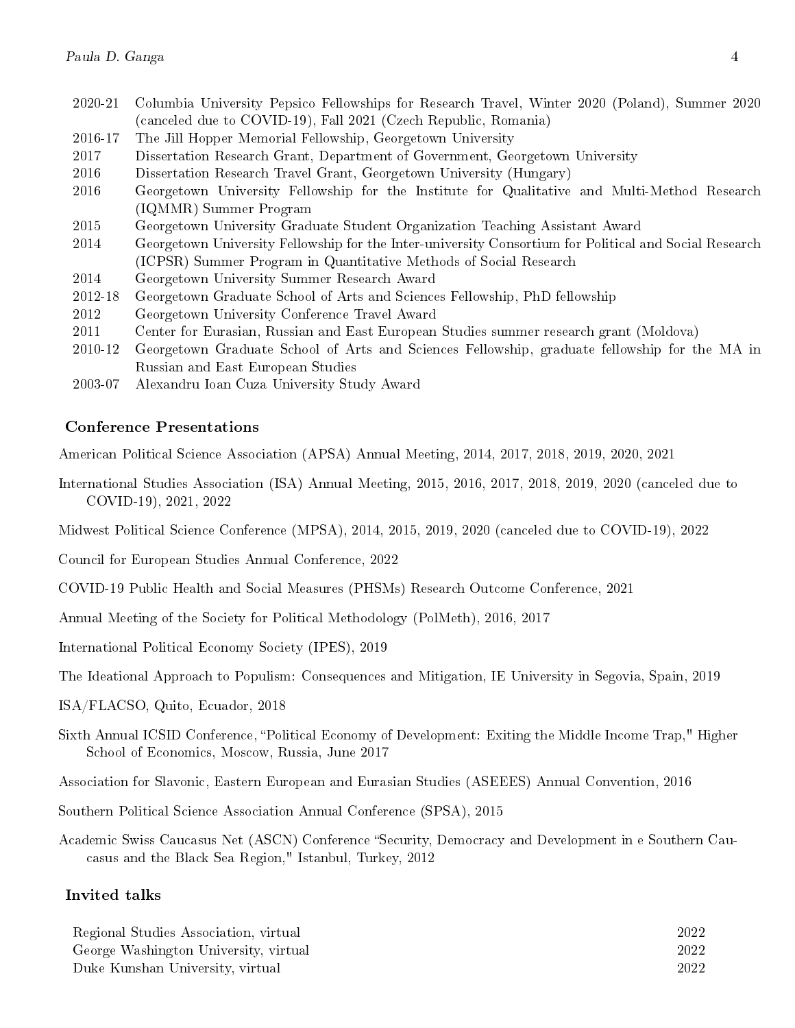| | |
|---|---|
| 2020-21 | Columbia University Pepsico Fellowships for Research Travel, Winter 2020 (Poland), Summer 2020 (canceled due to COVID-19), Fall 2021 (Czech Republic, Romania) |
| 2016-17 | The Jill Hopper Memorial Fellowship, Georgetown University |
| 2017 | Dissertation Research Grant, Department of Government, Georgetown University |
| 2016 | Dissertation Research Travel Grant, Georgetown University (Hungary) |
| 2016 | Georgetown University Fellowship for the Institute for Qualitative and Multi-Method Research (IQMMR) Summer Program |
| 2015 | Georgetown University Graduate Student Organization Teaching Assistant Award |
| 2014 | Georgetown University Fellowship for the Inter-university Consortium for Political and Social Research (ICPSR) Summer Program in Quantitative Methods of Social Research |
| 2014 | Georgetown University Summer Research Award |
| 2012-18 | Georgetown Graduate School of Arts and Sciences Fellowship, PhD fellowship |
| 2012 | Georgetown University Conference Travel Award |
| 2011 | Center for Eurasian, Russian and East European Studies summer research grant (Moldova) |
| 2010-12 | Georgetown Graduate School of Arts and Sciences Fellowship, graduate fellowship for the MA in Russian and East European Studies |
| 2003-07 | Alexandru Ioan Cuza University Study Award |

## Conference Presentations

American Political Science Association (APSA) Annual Meeting, 2014, 2017, 2018, 2019, 2020, 2021

International Studies Association (ISA) Annual Meeting, 2015, 2016, 2017, 2018, 2019, 2020 (canceled due to COVID-19), 2021, 2022

Midwest Political Science Conference (MPSA), 2014, 2015, 2019, 2020 (canceled due to COVID-19), 2022

Council for European Studies Annual Conference, 2022

COVID-19 Public Health and Social Measures (PHSMs) Research Outcome Conference, 2021

Annual Meeting of the Society for Political Methodology (PolMeth), 2016, 2017

International Political Economy Society (IPES), 2019

The Ideational Approach to Populism: Consequences and Mitigation, IE University in Segovia, Spain, 2019

ISA/FLACSO, Quito, Ecuador, 2018

Sixth Annual ICSID Conference, "Political Economy of Development: Exiting the Middle Income Trap," Higher School of Economics, Moscow, Russia, June 2017

Association for Slavonic, Eastern European and Eurasian Studies (ASEEES) Annual Convention, 2016

Southern Political Science Association Annual Conference (SPSA), 2015

Academic Swiss Caucasus Net (ASCN) Conference "Security, Democracy and Development in e Southern Caucasus and the Black Sea Region," Istanbul, Turkey, 2012

## Invited talks

| | |
|---|---|
| Regional Studies Association, virtual | 2022 |
| George Washington University, virtual | 2022 |
| Duke Kunshan University, virtual | 2022 |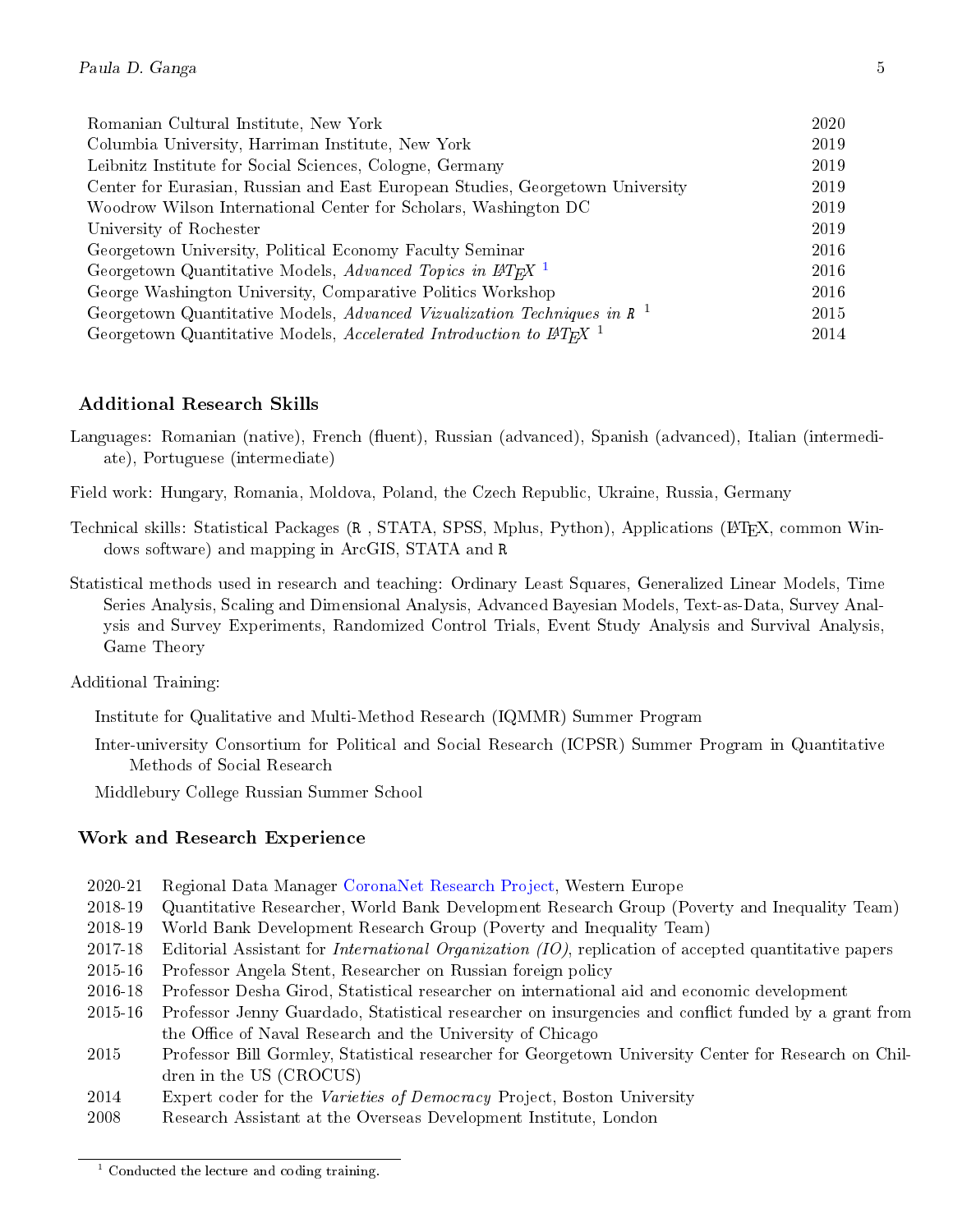| | |
|---|---|
| Romanian Cultural Institute, New York | 2020 |
| Columbia University, Harriman Institute, New York | 2019 |
| Leibnitz Institute for Social Sciences, Cologne, Germany | 2019 |
| Center for Eurasian, Russian and East European Studies, Georgetown University | 2019 |
| Woodrow Wilson International Center for Scholars, Washington DC | 2019 |
| University of Rochester | 2019 |
| Georgetown University, Political Economy Faculty Seminar | 2016 |
| Georgetown Quantitative Models, *Advanced Topics in LaTeX* [1] | 2016 |
| George Washington University, Comparative Politics Workshop | 2016 |
| Georgetown Quantitative Models, *Advanced Vizualization Techniques in R* [1] | 2015 |
| Georgetown Quantitative Models, *Accelerated Introduction to LaTeX* [1] | 2014 |

## Additional Research Skills

Languages: Romanian (native), French (fluent), Russian (advanced), Spanish (advanced), Italian (intermediate), Portuguese (intermediate)

Field work: Hungary, Romania, Moldova, Poland, the Czech Republic, Ukraine, Russia, Germany

Technical skills: Statistical Packages (R , STATA, SPSS, Mplus, Python), Applications (LaTeX, common Windows software) and mapping in ArcGIS, STATA and R

Statistical methods used in research and teaching: Ordinary Least Squares, Generalized Linear Models, Time Series Analysis, Scaling and Dimensional Analysis, Advanced Bayesian Models, Text-as-Data, Survey Analysis and Survey Experiments, Randomized Control Trials, Event Study Analysis and Survival Analysis, Game Theory

Additional Training:

Institute for Qualitative and Multi-Method Research (IQMMR) Summer Program

Inter-university Consortium for Political and Social Research (ICPSR) Summer Program in Quantitative Methods of Social Research

Middlebury College Russian Summer School

## Work and Research Experience

| | |
|---|---|
| 2020-21 | Regional Data Manager CoronaNet Research Project, Western Europe |
| 2018-19 | Quantitative Researcher, World Bank Development Research Group (Poverty and Inequality Team) |
| 2018-19 | World Bank Development Research Group (Poverty and Inequality Team) |
| 2017-18 | Editorial Assistant for *International Organization (IO)*, replication of accepted quantitative papers |
| 2015-16 | Professor Angela Stent, Researcher on Russian foreign policy |
| 2016-18 | Professor Desha Girod, Statistical researcher on international aid and economic development |
| 2015-16 | Professor Jenny Guardado, Statistical researcher on insurgencies and conflict funded by a grant from the Office of Naval Research and the University of Chicago |
| 2015 | Professor Bill Gormley, Statistical researcher for Georgetown University Center for Research on Children in the US (CROCUS) |
| 2014 | Expert coder for the *Varieties of Democracy* Project, Boston University |
| 2008 | Research Assistant at the Overseas Development Institute, London |

[1] Conducted the lecture and coding training.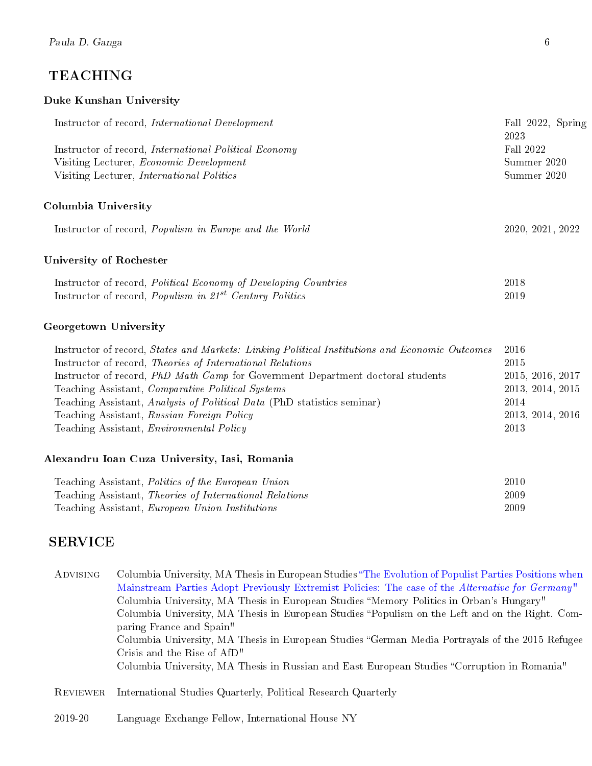## TEACHING

### Duke Kunshan University

| | |
|---|---|
| Instructor of record, *International Development* | Fall 2022, Spring 2023 |
| Instructor of record, *International Political Economy* | Fall 2022 |
| Visiting Lecturer, *Economic Development* | Summer 2020 |
| Visiting Lecturer, *International Politics* | Summer 2020 |

### Columbia University

| | |
|---|---|
| Instructor of record, *Populism in Europe and the World* | 2020, 2021, 2022 |

### University of Rochester

| | |
|---|---|
| Instructor of record, *Political Economy of Developing Countries* | 2018 |
| Instructor of record, *Populism in 21$^{st}$ Century Politics* | 2019 |

### Georgetown University

| | |
|---|---|
| Instructor of record, *States and Markets: Linking Political Institutions and Economic Outcomes* | 2016 |
| Instructor of record, *Theories of International Relations* | 2015 |
| Instructor of record, *PhD Math Camp* for Government Department doctoral students | 2015, 2016, 2017 |
| Teaching Assistant, *Comparative Political Systems* | 2013, 2014, 2015 |
| Teaching Assistant, *Analysis of Political Data* (PhD statistics seminar) | 2014 |
| Teaching Assistant, *Russian Foreign Policy* | 2013, 2014, 2016 |
| Teaching Assistant, *Environmental Policy* | 2013 |

### Alexandru Ioan Cuza University, Iasi, Romania

| | |
|---|---|
| Teaching Assistant, *Politics of the European Union* | 2010 |
| Teaching Assistant, *Theories of International Relations* | 2009 |
| Teaching Assistant, *European Union Institutions* | 2009 |

## SERVICE

**Advising**
- Columbia University, MA Thesis in European Studies "The Evolution of Populist Parties Positions when Mainstream Parties Adopt Previously Extremist Policies: The case of the *Alternative for Germany*"
- Columbia University, MA Thesis in European Studies "Memory Politics in Orban's Hungary"
- Columbia University, MA Thesis in European Studies "Populism on the Left and on the Right. Comparing France and Spain"
- Columbia University, MA Thesis in European Studies "German Media Portrayals of the 2015 Refugee Crisis and the Rise of AfD"
- Columbia University, MA Thesis in Russian and East European Studies "Corruption in Romania"

**Reviewer** International Studies Quarterly, Political Research Quarterly

**2019-20** Language Exchange Fellow, International House NY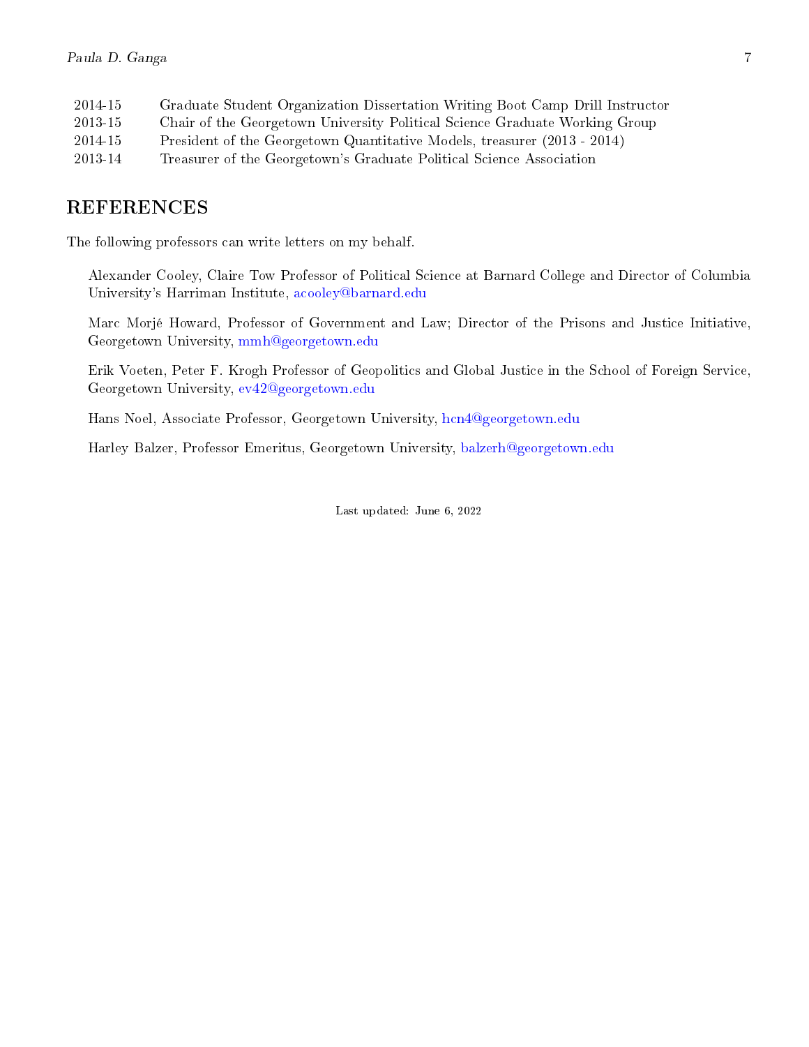| | |
|---|---|
| 2014-15 | Graduate Student Organization Dissertation Writing Boot Camp Drill Instructor |
| 2013-15 | Chair of the Georgetown University Political Science Graduate Working Group |
| 2014-15 | President of the Georgetown Quantitative Models, treasurer (2013 - 2014) |
| 2013-14 | Treasurer of the Georgetown's Graduate Political Science Association |

## REFERENCES

The following professors can write letters on my behalf.

Alexander Cooley, Claire Tow Professor of Political Science at Barnard College and Director of Columbia University's Harriman Institute, acooley@barnard.edu

Marc Morjé Howard, Professor of Government and Law; Director of the Prisons and Justice Initiative, Georgetown University, mmh@georgetown.edu

Erik Voeten, Peter F. Krogh Professor of Geopolitics and Global Justice in the School of Foreign Service, Georgetown University, ev42@georgetown.edu

Hans Noel, Associate Professor, Georgetown University, hcn4@georgetown.edu

Harley Balzer, Professor Emeritus, Georgetown University, balzerh@georgetown.edu

Last updated: June 6, 2022